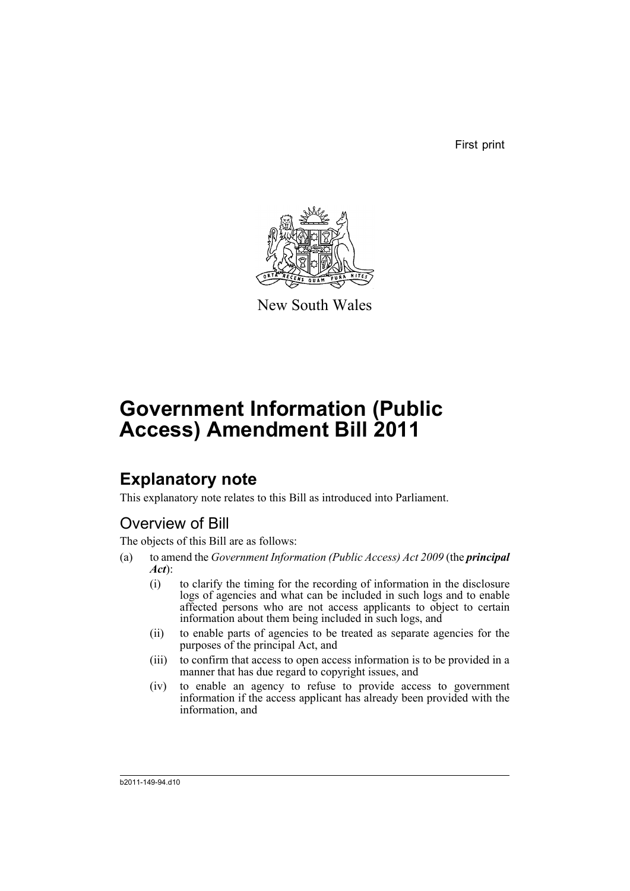First print

New South Wales

# Government Information (Public Access) Amendment Bill 2011

## Explanatory note

This explanatory note relates to this Bill as introduced into Parliament.

### Overview of Bill

The objects of this Bill are as follows:

(a) to amend the *Government Information (Public Access) Act 2009* (the ***principal Act***):

   (i) to clarify the timing for the recording of information in the disclosure logs of agencies and what can be included in such logs and to enable affected persons who are not access applicants to object to certain information about them being included in such logs, and

   (ii) to enable parts of agencies to be treated as separate agencies for the purposes of the principal Act, and

   (iii) to confirm that access to open access information is to be provided in a manner that has due regard to copyright issues, and

   (iv) to enable an agency to refuse to provide access to government information if the access applicant has already been provided with the information, and

b2011-149-94.d10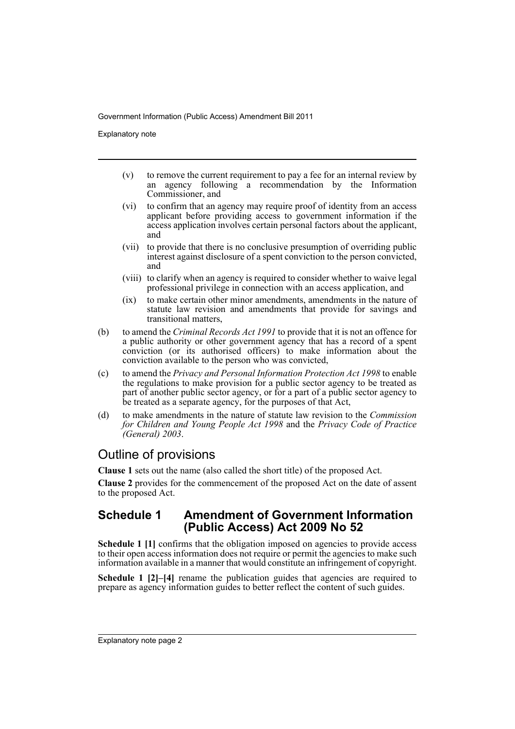(v) to remove the current requirement to pay a fee for an internal review by an agency following a recommendation by the Information Commissioner, and

(vi) to confirm that an agency may require proof of identity from an access applicant before providing access to government information if the access application involves certain personal factors about the applicant, and

(vii) to provide that there is no conclusive presumption of overriding public interest against disclosure of a spent conviction to the person convicted, and

(viii) to clarify when an agency is required to consider whether to waive legal professional privilege in connection with an access application, and

(ix) to make certain other minor amendments, amendments in the nature of statute law revision and amendments that provide for savings and transitional matters,

(b) to amend the *Criminal Records Act 1991* to provide that it is not an offence for a public authority or other government agency that has a record of a spent conviction (or its authorised officers) to make information about the conviction available to the person who was convicted,

(c) to amend the *Privacy and Personal Information Protection Act 1998* to enable the regulations to make provision for a public sector agency to be treated as part of another public sector agency, or for a part of a public sector agency to be treated as a separate agency, for the purposes of that Act,

(d) to make amendments in the nature of statute law revision to the *Commission for Children and Young People Act 1998* and the *Privacy Code of Practice (General) 2003*.

## Outline of provisions

**Clause 1** sets out the name (also called the short title) of the proposed Act.

**Clause 2** provides for the commencement of the proposed Act on the date of assent to the proposed Act.

### Schedule 1 Amendment of Government Information (Public Access) Act 2009 No 52

**Schedule 1 [1]** confirms that the obligation imposed on agencies to provide access to their open access information does not require or permit the agencies to make such information available in a manner that would constitute an infringement of copyright.

**Schedule 1 [2]–[4]** rename the publication guides that agencies are required to prepare as agency information guides to better reflect the content of such guides.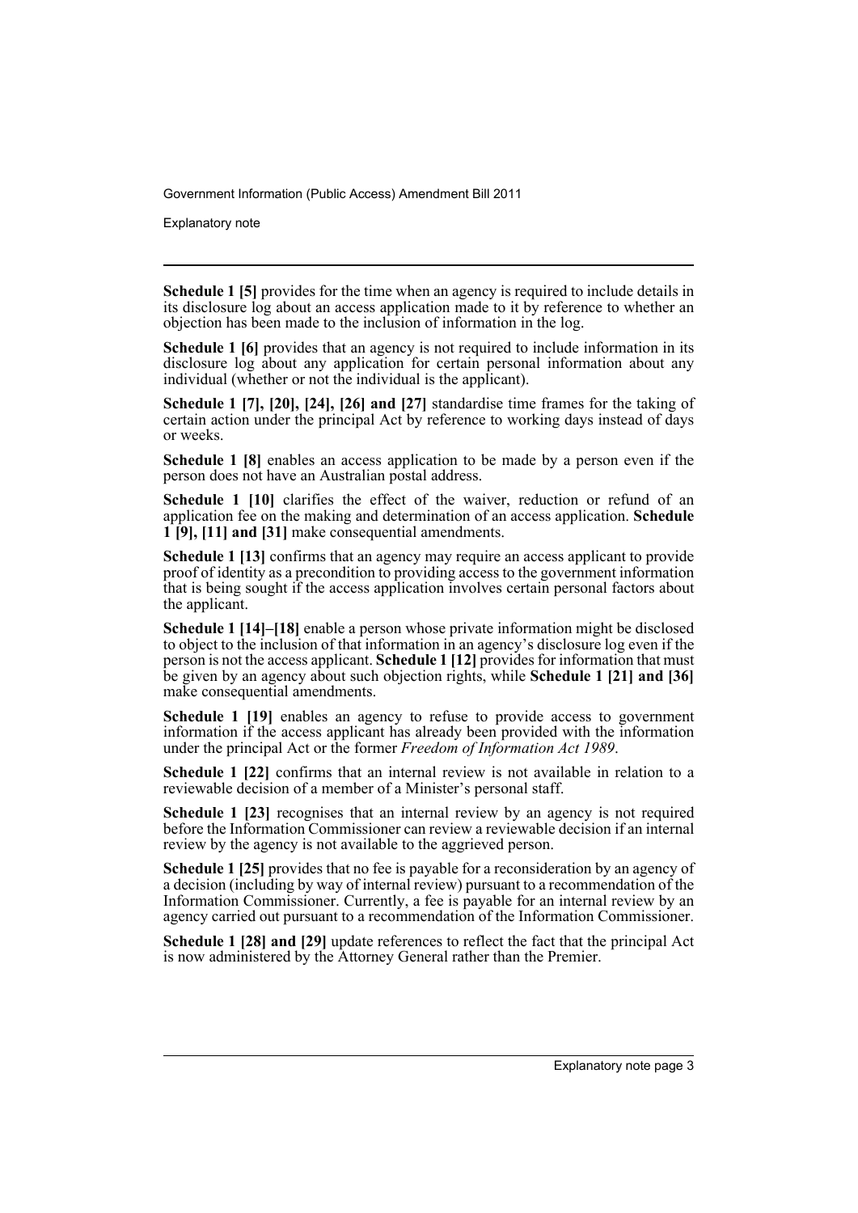**Schedule 1 [5]** provides for the time when an agency is required to include details in its disclosure log about an access application made to it by reference to whether an objection has been made to the inclusion of information in the log.

**Schedule 1 [6]** provides that an agency is not required to include information in its disclosure log about any application for certain personal information about any individual (whether or not the individual is the applicant).

**Schedule 1 [7], [20], [24], [26] and [27]** standardise time frames for the taking of certain action under the principal Act by reference to working days instead of days or weeks.

**Schedule 1 [8]** enables an access application to be made by a person even if the person does not have an Australian postal address.

**Schedule 1 [10]** clarifies the effect of the waiver, reduction or refund of an application fee on the making and determination of an access application. **Schedule 1 [9], [11] and [31]** make consequential amendments.

**Schedule 1 [13]** confirms that an agency may require an access applicant to provide proof of identity as a precondition to providing access to the government information that is being sought if the access application involves certain personal factors about the applicant.

**Schedule 1 [14]–[18]** enable a person whose private information might be disclosed to object to the inclusion of that information in an agency's disclosure log even if the person is not the access applicant. **Schedule 1 [12]** provides for information that must be given by an agency about such objection rights, while **Schedule 1 [21] and [36]** make consequential amendments.

**Schedule 1 [19]** enables an agency to refuse to provide access to government information if the access applicant has already been provided with the information under the principal Act or the former *Freedom of Information Act 1989*.

**Schedule 1 [22]** confirms that an internal review is not available in relation to a reviewable decision of a member of a Minister's personal staff.

**Schedule 1 [23]** recognises that an internal review by an agency is not required before the Information Commissioner can review a reviewable decision if an internal review by the agency is not available to the aggrieved person.

**Schedule 1 [25]** provides that no fee is payable for a reconsideration by an agency of a decision (including by way of internal review) pursuant to a recommendation of the Information Commissioner. Currently, a fee is payable for an internal review by an agency carried out pursuant to a recommendation of the Information Commissioner.

**Schedule 1 [28] and [29]** update references to reflect the fact that the principal Act is now administered by the Attorney General rather than the Premier.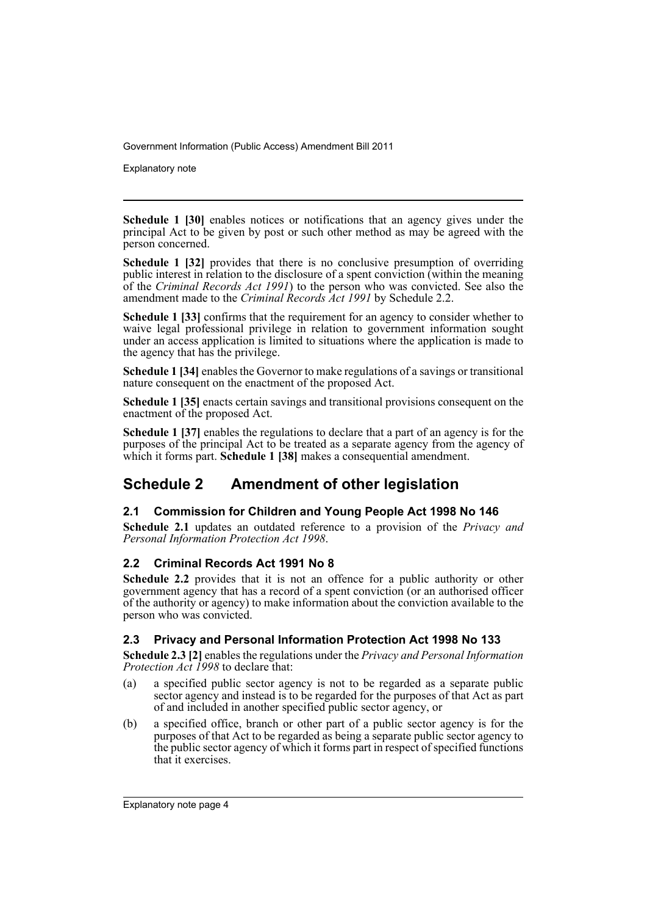**Schedule 1 [30]** enables notices or notifications that an agency gives under the principal Act to be given by post or such other method as may be agreed with the person concerned.

**Schedule 1 [32]** provides that there is no conclusive presumption of overriding public interest in relation to the disclosure of a spent conviction (within the meaning of the *Criminal Records Act 1991*) to the person who was convicted. See also the amendment made to the *Criminal Records Act 1991* by Schedule 2.2.

**Schedule 1 [33]** confirms that the requirement for an agency to consider whether to waive legal professional privilege in relation to government information sought under an access application is limited to situations where the application is made to the agency that has the privilege.

**Schedule 1 [34]** enables the Governor to make regulations of a savings or transitional nature consequent on the enactment of the proposed Act.

**Schedule 1 [35]** enacts certain savings and transitional provisions consequent on the enactment of the proposed Act.

**Schedule 1 [37]** enables the regulations to declare that a part of an agency is for the purposes of the principal Act to be treated as a separate agency from the agency of which it forms part. **Schedule 1 [38]** makes a consequential amendment.

## Schedule 2 Amendment of other legislation

### 2.1 Commission for Children and Young People Act 1998 No 146

**Schedule 2.1** updates an outdated reference to a provision of the *Privacy and Personal Information Protection Act 1998*.

### 2.2 Criminal Records Act 1991 No 8

**Schedule 2.2** provides that it is not an offence for a public authority or other government agency that has a record of a spent conviction (or an authorised officer of the authority or agency) to make information about the conviction available to the person who was convicted.

### 2.3 Privacy and Personal Information Protection Act 1998 No 133

**Schedule 2.3 [2]** enables the regulations under the *Privacy and Personal Information Protection Act 1998* to declare that:

(a) a specified public sector agency is not to be regarded as a separate public sector agency and instead is to be regarded for the purposes of that Act as part of and included in another specified public sector agency, or

(b) a specified office, branch or other part of a public sector agency is for the purposes of that Act to be regarded as being a separate public sector agency to the public sector agency of which it forms part in respect of specified functions that it exercises.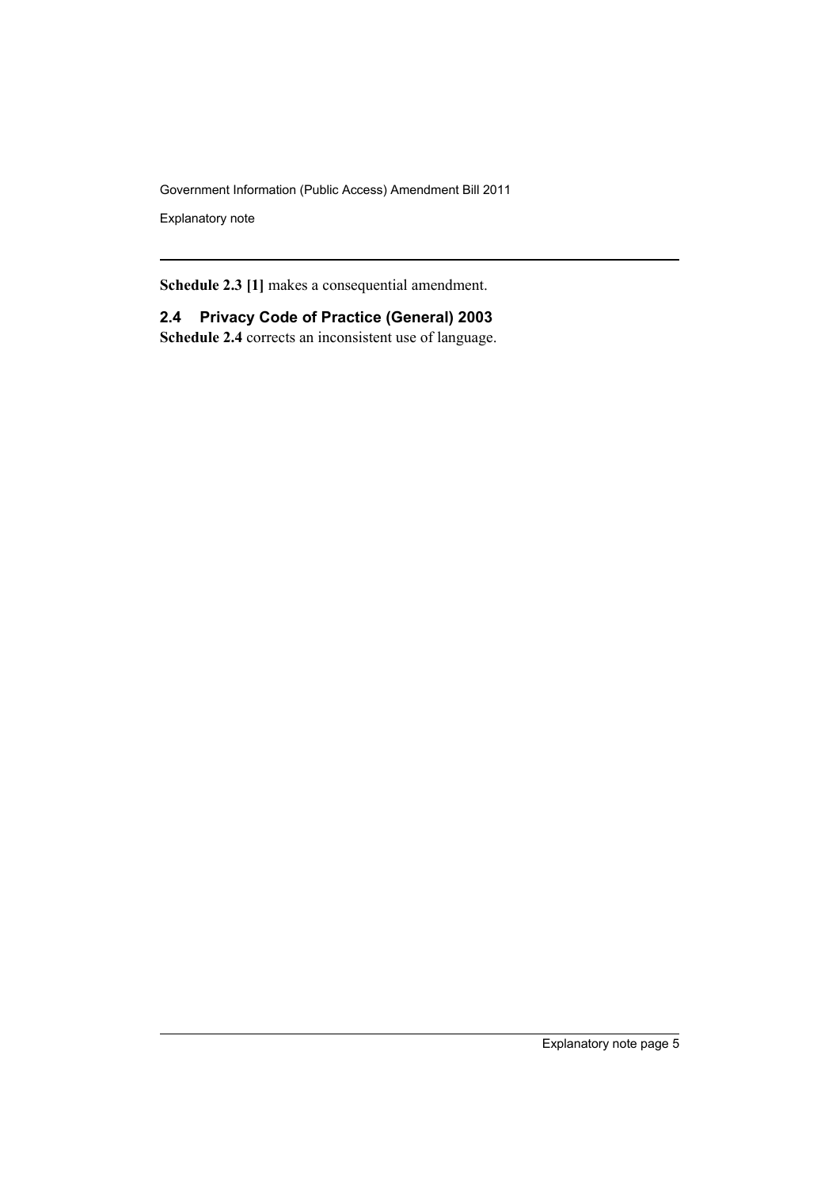**Schedule 2.3 [1]** makes a consequential amendment.

### 2.4 Privacy Code of Practice (General) 2003

**Schedule 2.4** corrects an inconsistent use of language.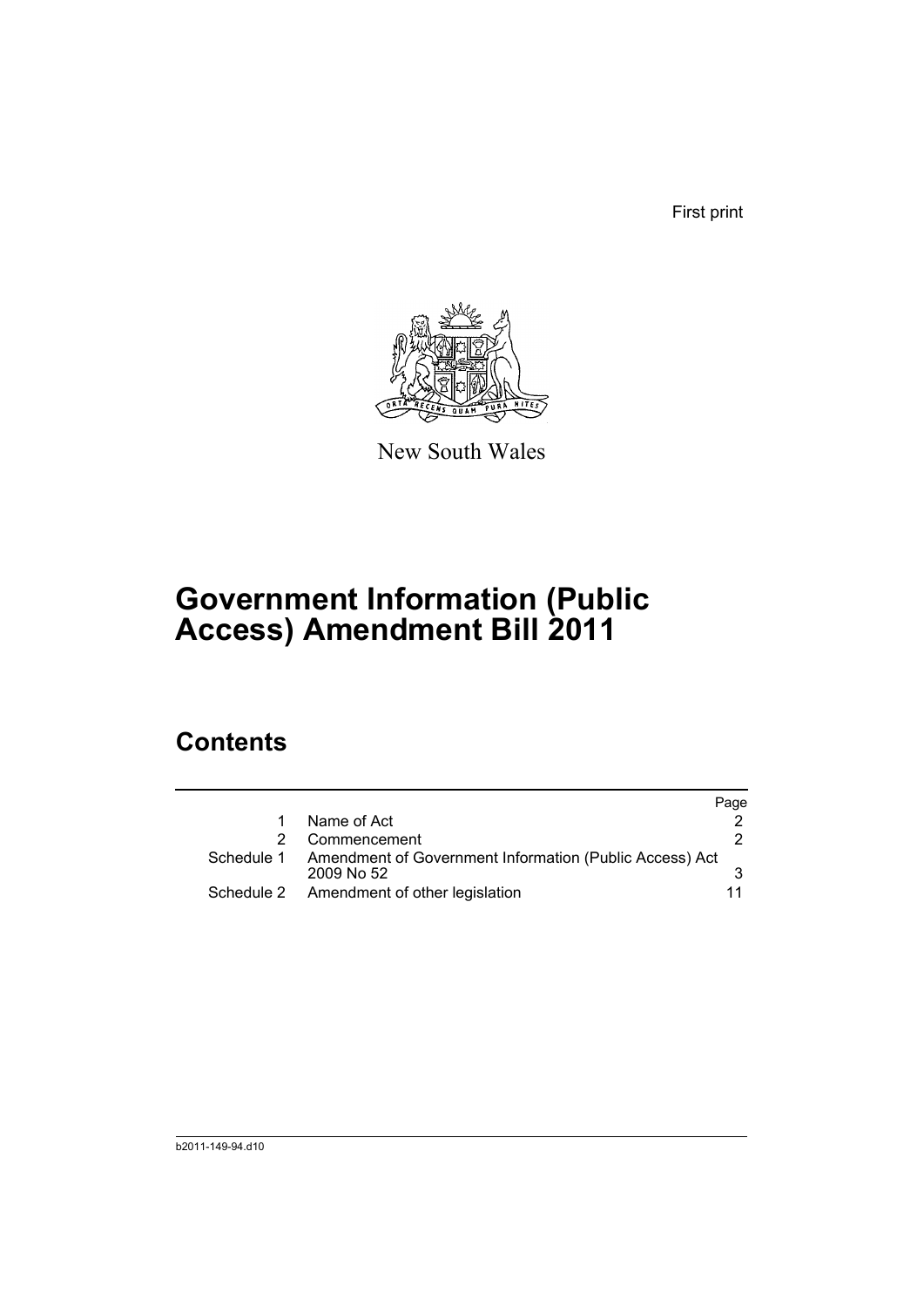First print

New South Wales

# Government Information (Public Access) Amendment Bill 2011

## Contents

| | | Page |
|---|---|---|
| 1 | Name of Act | 2 |
| 2 | Commencement | 2 |
| Schedule 1 | Amendment of Government Information (Public Access) Act 2009 No 52 | 3 |
| Schedule 2 | Amendment of other legislation | 11 |

b2011-149-94.d10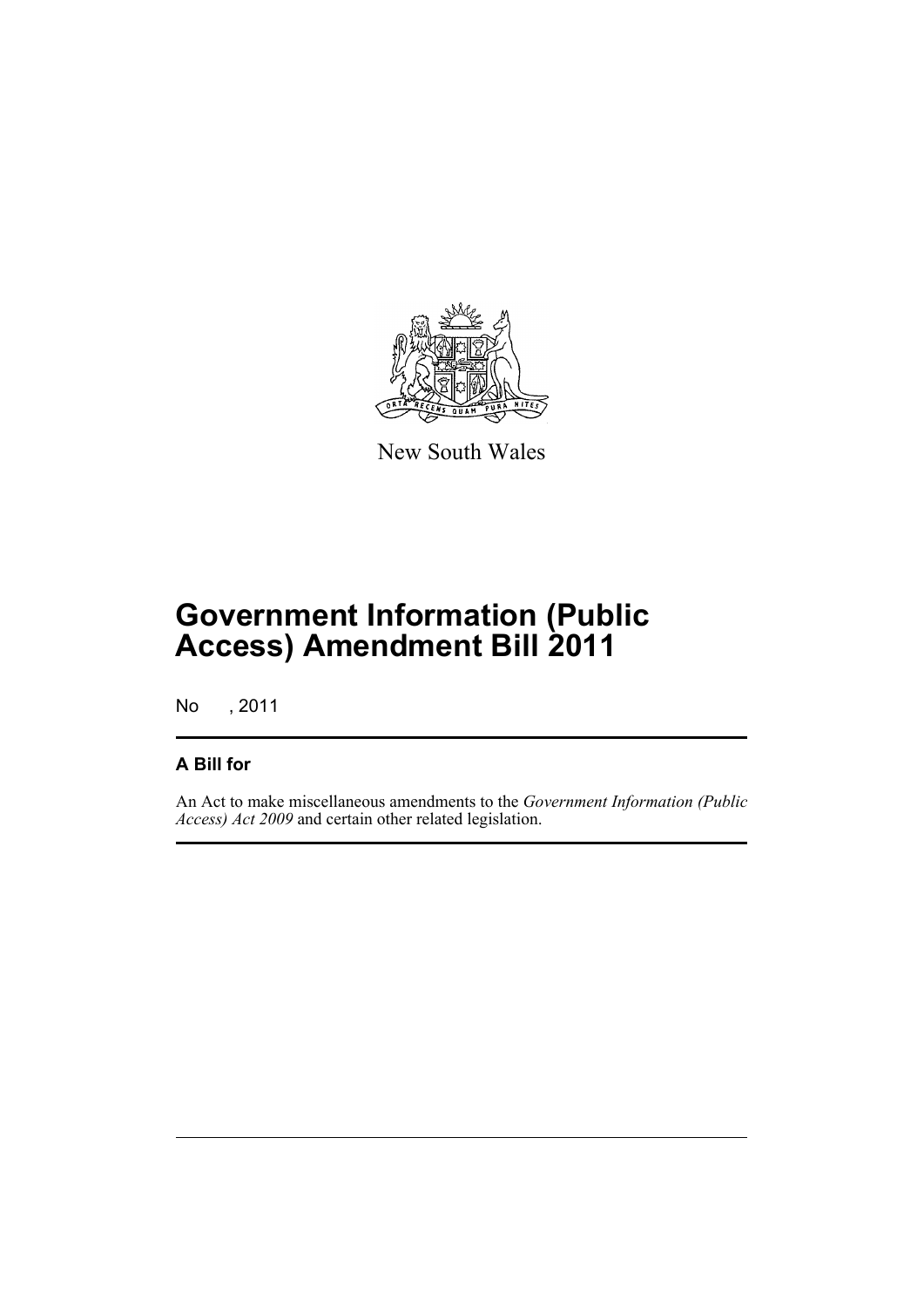New South Wales

# Government Information (Public Access) Amendment Bill 2011

No , 2011

## A Bill for

An Act to make miscellaneous amendments to the *Government Information (Public Access) Act 2009* and certain other related legislation.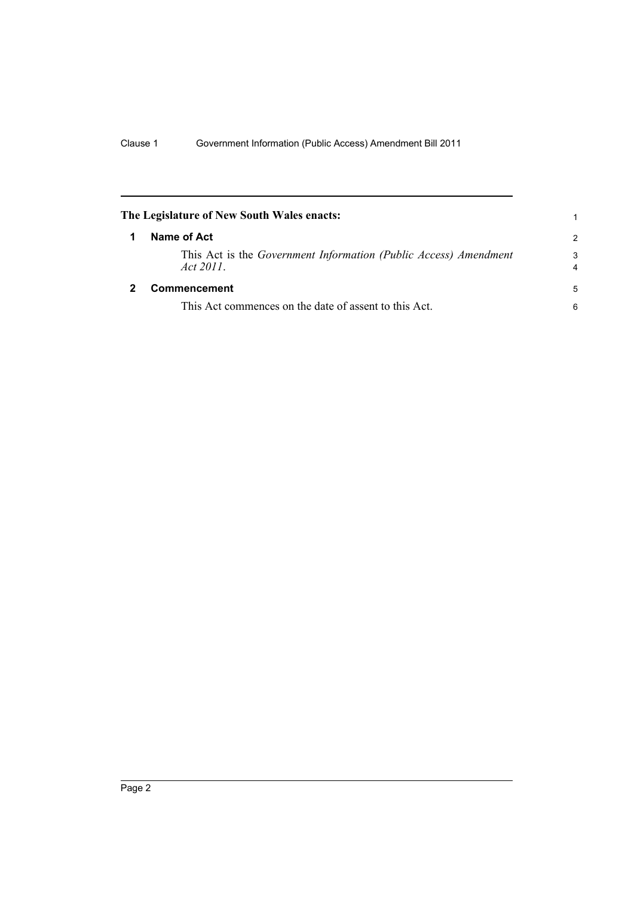**The Legislature of New South Wales enacts:**

## 1 Name of Act

This Act is the *Government Information (Public Access) Amendment Act 2011*.

## 2 Commencement

This Act commences on the date of assent to this Act.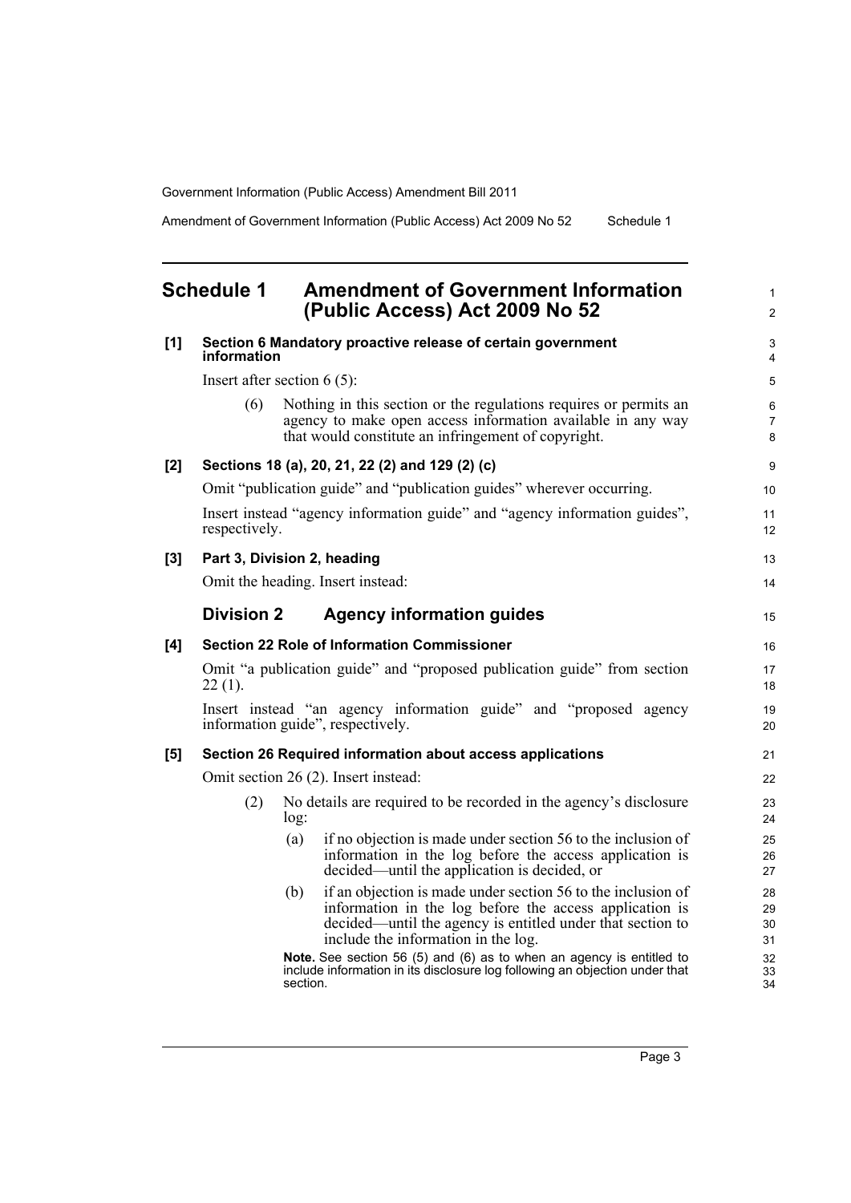## Schedule 1 Amendment of Government Information (Public Access) Act 2009 No 52

**[1] Section 6 Mandatory proactive release of certain government information**

Insert after section 6 (5):

(6) Nothing in this section or the regulations requires or permits an agency to make open access information available in any way that would constitute an infringement of copyright.

**[2] Sections 18 (a), 20, 21, 22 (2) and 129 (2) (c)**

Omit "publication guide" and "publication guides" wherever occurring.

Insert instead "agency information guide" and "agency information guides", respectively.

**[3] Part 3, Division 2, heading**

Omit the heading. Insert instead:

### Division 2 Agency information guides

**[4] Section 22 Role of Information Commissioner**

Omit "a publication guide" and "proposed publication guide" from section 22 (1).

Insert instead "an agency information guide" and "proposed agency information guide", respectively.

**[5] Section 26 Required information about access applications**

Omit section 26 (2). Insert instead:

(2) No details are required to be recorded in the agency's disclosure log:

(a) if no objection is made under section 56 to the inclusion of information in the log before the access application is decided—until the application is decided, or

(b) if an objection is made under section 56 to the inclusion of information in the log before the access application is decided—until the agency is entitled under that section to include the information in the log.

**Note.** See section 56 (5) and (6) as to when an agency is entitled to include information in its disclosure log following an objection under that section.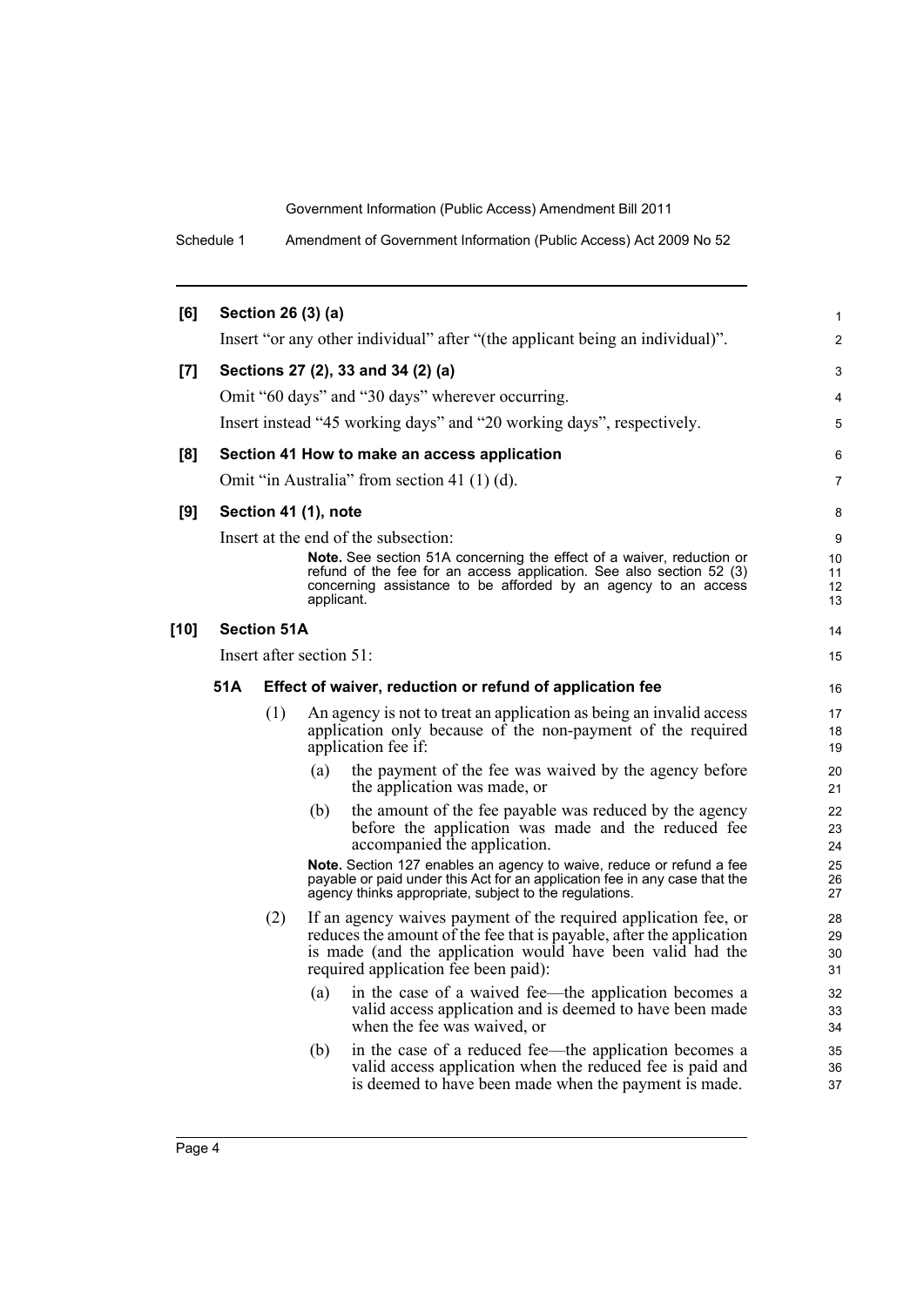**[6] Section 26 (3) (a)**

Insert "or any other individual" after "(the applicant being an individual)".

**[7] Sections 27 (2), 33 and 34 (2) (a)**

Omit "60 days" and "30 days" wherever occurring.

Insert instead "45 working days" and "20 working days", respectively.

**[8] Section 41 How to make an access application**

Omit "in Australia" from section 41 (1) (d).

**[9] Section 41 (1), note**

Insert at the end of the subsection:

> **Note.** See section 51A concerning the effect of a waiver, reduction or refund of the fee for an access application. See also section 52 (3) concerning assistance to be afforded by an agency to an access applicant.

**[10] Section 51A**

Insert after section 51:

**51A Effect of waiver, reduction or refund of application fee**

(1) An agency is not to treat an application as being an invalid access application only because of the non-payment of the required application fee if:

- (a) the payment of the fee was waived by the agency before the application was made, or
- (b) the amount of the fee payable was reduced by the agency before the application was made and the reduced fee accompanied the application.

> **Note.** Section 127 enables an agency to waive, reduce or refund a fee payable or paid under this Act for an application fee in any case that the agency thinks appropriate, subject to the regulations.

(2) If an agency waives payment of the required application fee, or reduces the amount of the fee that is payable, after the application is made (and the application would have been valid had the required application fee been paid):

- (a) in the case of a waived fee—the application becomes a valid access application and is deemed to have been made when the fee was waived, or
- (b) in the case of a reduced fee—the application becomes a valid access application when the reduced fee is paid and is deemed to have been made when the payment is made.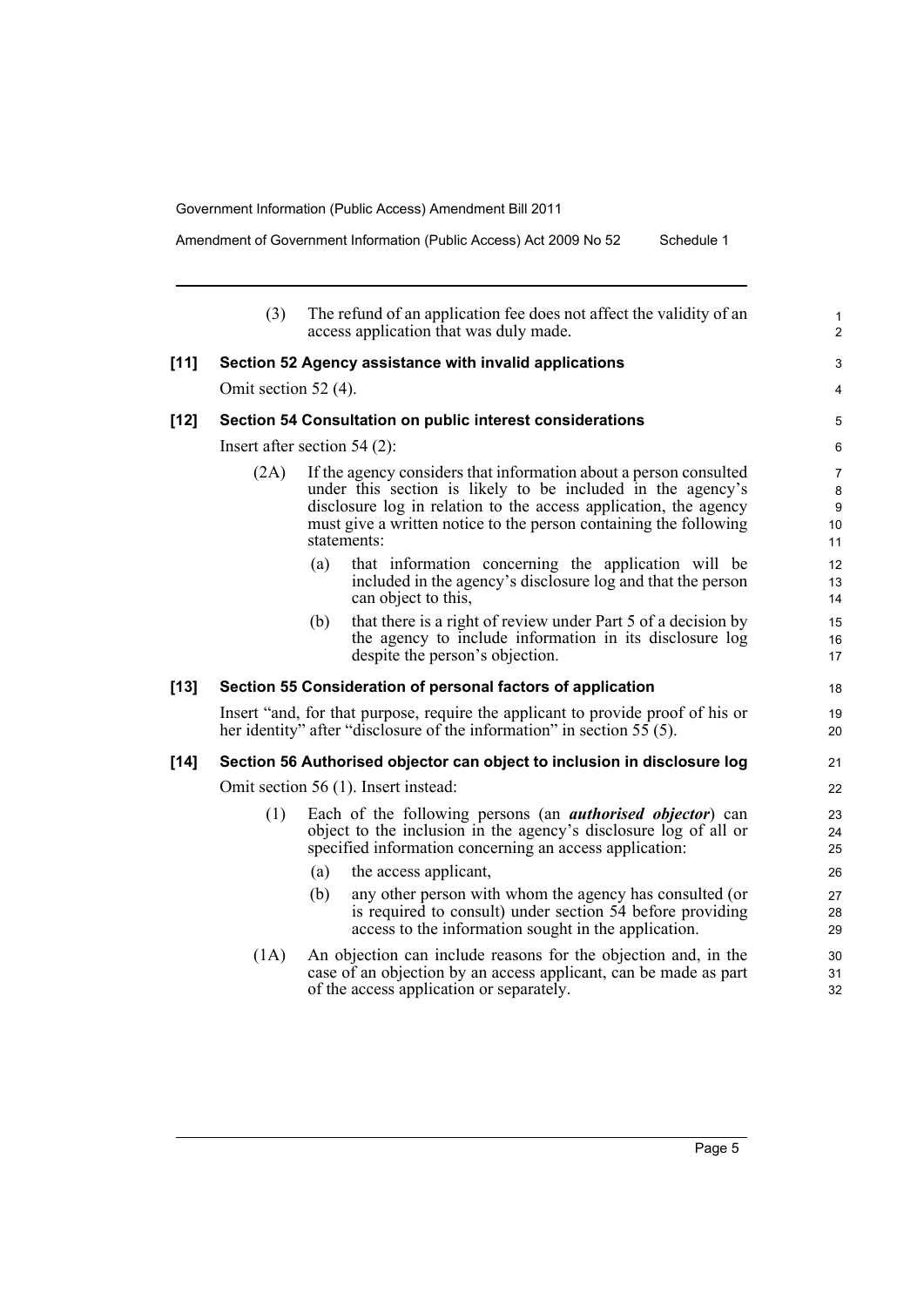(3) The refund of an application fee does not affect the validity of an access application that was duly made.

**[11] Section 52 Agency assistance with invalid applications**

Omit section 52 (4).

**[12] Section 54 Consultation on public interest considerations**

Insert after section 54 (2):

(2A) If the agency considers that information about a person consulted under this section is likely to be included in the agency's disclosure log in relation to the access application, the agency must give a written notice to the person containing the following statements:

(a) that information concerning the application will be included in the agency's disclosure log and that the person can object to this,

(b) that there is a right of review under Part 5 of a decision by the agency to include information in its disclosure log despite the person's objection.

**[13] Section 55 Consideration of personal factors of application**

Insert "and, for that purpose, require the applicant to provide proof of his or her identity" after "disclosure of the information" in section 55 (5).

**[14] Section 56 Authorised objector can object to inclusion in disclosure log**

Omit section 56 (1). Insert instead:

(1) Each of the following persons (an ***authorised objector***) can object to the inclusion in the agency's disclosure log of all or specified information concerning an access application:

(a) the access applicant,

(b) any other person with whom the agency has consulted (or is required to consult) under section 54 before providing access to the information sought in the application.

(1A) An objection can include reasons for the objection and, in the case of an objection by an access applicant, can be made as part of the access application or separately.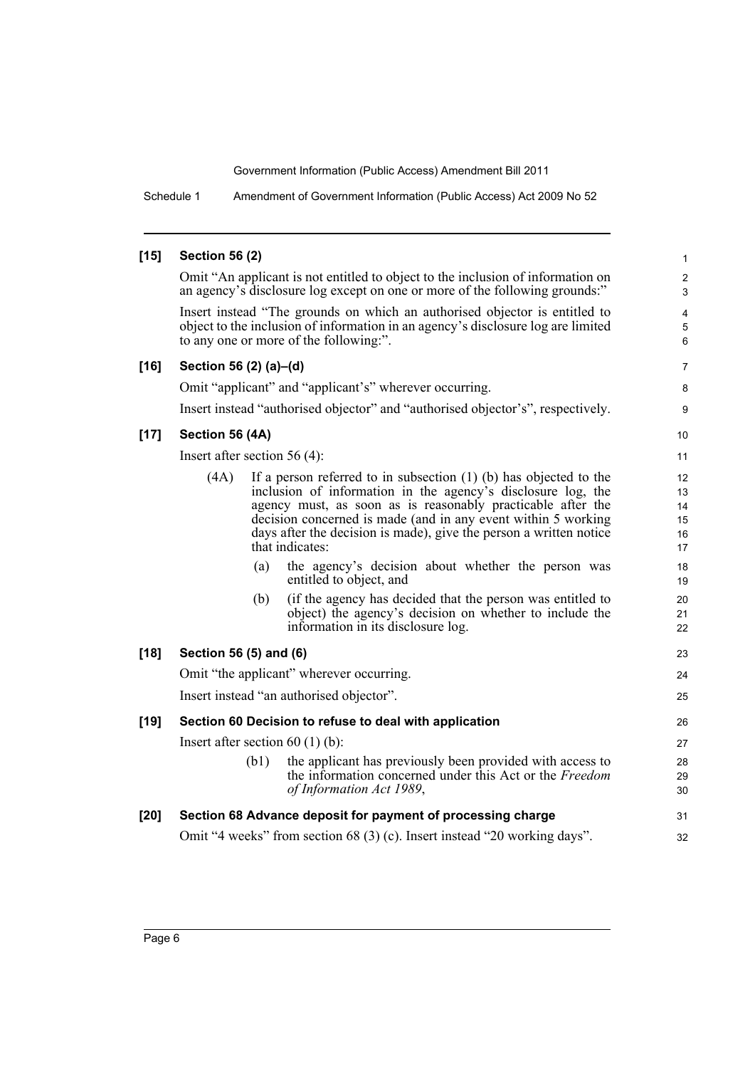**[15] Section 56 (2)**

Omit "An applicant is not entitled to object to the inclusion of information on an agency's disclosure log except on one or more of the following grounds:"

Insert instead "The grounds on which an authorised objector is entitled to object to the inclusion of information in an agency's disclosure log are limited to any one or more of the following:".

**[16] Section 56 (2) (a)–(d)**

Omit "applicant" and "applicant's" wherever occurring.

Insert instead "authorised objector" and "authorised objector's", respectively.

**[17] Section 56 (4A)**

Insert after section 56 (4):

(4A) If a person referred to in subsection (1) (b) has objected to the inclusion of information in the agency's disclosure log, the agency must, as soon as is reasonably practicable after the decision concerned is made (and in any event within 5 working days after the decision is made), give the person a written notice that indicates:

- (a) the agency's decision about whether the person was entitled to object, and
- (b) (if the agency has decided that the person was entitled to object) the agency's decision on whether to include the information in its disclosure log.

**[18] Section 56 (5) and (6)**

Omit "the applicant" wherever occurring.

Insert instead "an authorised objector".

**[19] Section 60 Decision to refuse to deal with application**

Insert after section 60 (1) (b):

(b1) the applicant has previously been provided with access to the information concerned under this Act or the *Freedom of Information Act 1989*,

**[20] Section 68 Advance deposit for payment of processing charge**

Omit "4 weeks" from section 68 (3) (c). Insert instead "20 working days".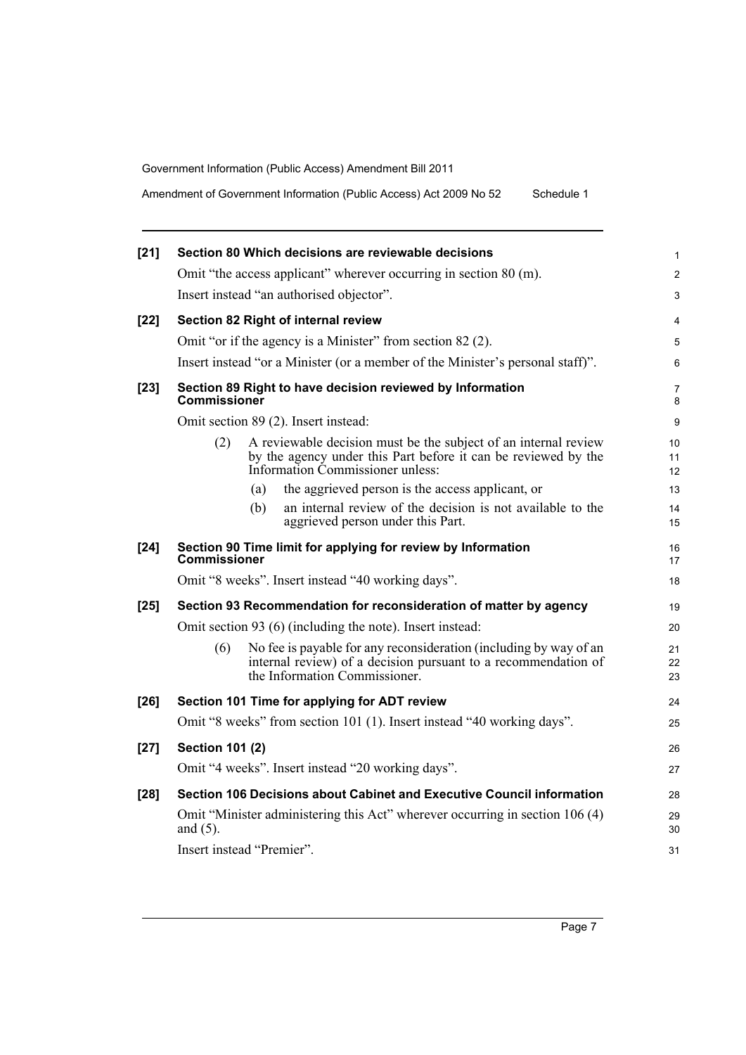**[21] Section 80 Which decisions are reviewable decisions**

Omit "the access applicant" wherever occurring in section 80 (m).

Insert instead "an authorised objector".

**[22] Section 82 Right of internal review**

Omit "or if the agency is a Minister" from section 82 (2).

Insert instead "or a Minister (or a member of the Minister's personal staff)".

**[23] Section 89 Right to have decision reviewed by Information Commissioner**

Omit section 89 (2). Insert instead:

(2) A reviewable decision must be the subject of an internal review by the agency under this Part before it can be reviewed by the Information Commissioner unless:

(a) the aggrieved person is the access applicant, or

(b) an internal review of the decision is not available to the aggrieved person under this Part.

**[24] Section 90 Time limit for applying for review by Information Commissioner**

Omit "8 weeks". Insert instead "40 working days".

**[25] Section 93 Recommendation for reconsideration of matter by agency**

Omit section 93 (6) (including the note). Insert instead:

(6) No fee is payable for any reconsideration (including by way of an internal review) of a decision pursuant to a recommendation of the Information Commissioner.

**[26] Section 101 Time for applying for ADT review**

Omit "8 weeks" from section 101 (1). Insert instead "40 working days".

**[27] Section 101 (2)**

Omit "4 weeks". Insert instead "20 working days".

**[28] Section 106 Decisions about Cabinet and Executive Council information**

Omit "Minister administering this Act" wherever occurring in section 106 (4) and (5).

Insert instead "Premier".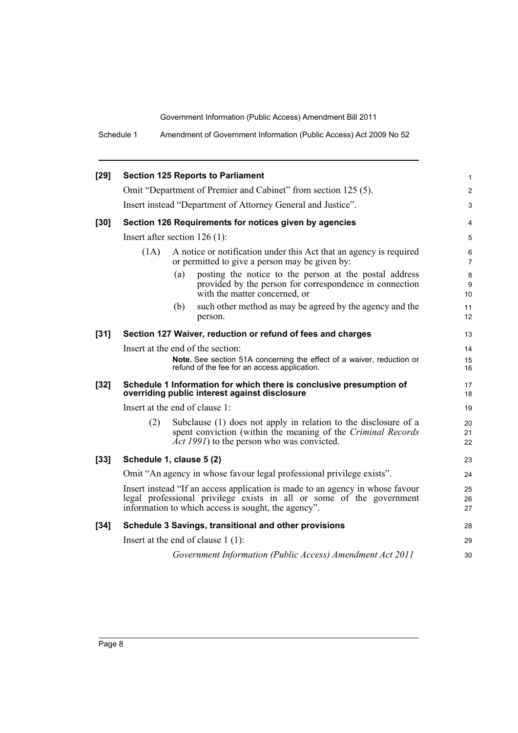**[29] Section 125 Reports to Parliament**

Omit "Department of Premier and Cabinet" from section 125 (5).

Insert instead "Department of Attorney General and Justice".

**[30] Section 126 Requirements for notices given by agencies**

Insert after section 126 (1):

(1A) A notice or notification under this Act that an agency is required or permitted to give a person may be given by:

(a) posting the notice to the person at the postal address provided by the person for correspondence in connection with the matter concerned, or

(b) such other method as may be agreed by the agency and the person.

**[31] Section 127 Waiver, reduction or refund of fees and charges**

Insert at the end of the section:

**Note.** See section 51A concerning the effect of a waiver, reduction or refund of the fee for an access application.

**[32] Schedule 1 Information for which there is conclusive presumption of overriding public interest against disclosure**

Insert at the end of clause 1:

(2) Subclause (1) does not apply in relation to the disclosure of a spent conviction (within the meaning of the *Criminal Records Act 1991*) to the person who was convicted.

**[33] Schedule 1, clause 5 (2)**

Omit "An agency in whose favour legal professional privilege exists".

Insert instead "If an access application is made to an agency in whose favour legal professional privilege exists in all or some of the government information to which access is sought, the agency".

**[34] Schedule 3 Savings, transitional and other provisions**

Insert at the end of clause 1 (1):

*Government Information (Public Access) Amendment Act 2011*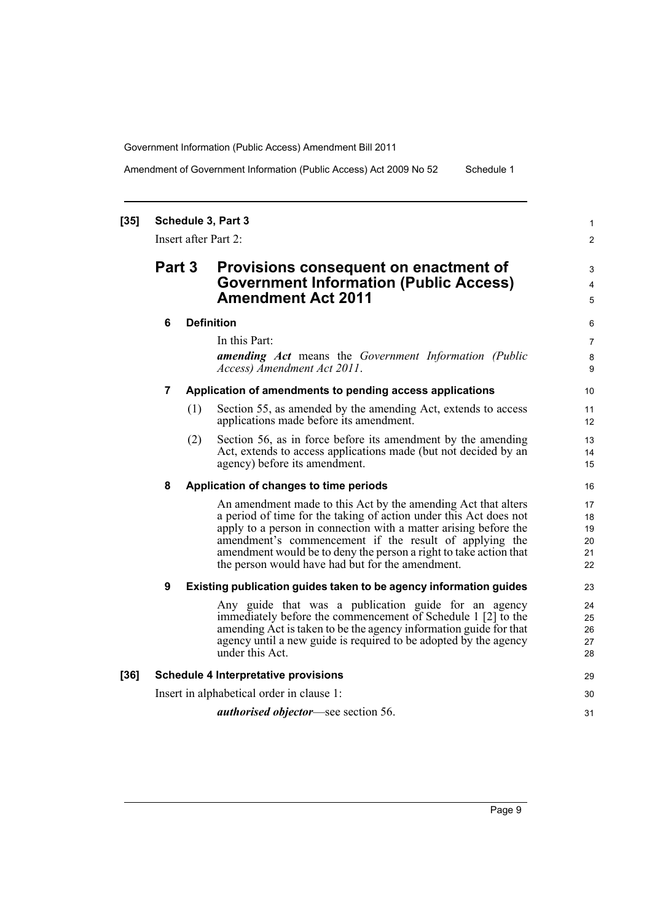**[35] Schedule 3, Part 3**

Insert after Part 2:

## Part 3 Provisions consequent on enactment of Government Information (Public Access) Amendment Act 2011

**6 Definition**

In this Part:

***amending Act*** means the *Government Information (Public Access) Amendment Act 2011*.

**7 Application of amendments to pending access applications**

(1) Section 55, as amended by the amending Act, extends to access applications made before its amendment.

(2) Section 56, as in force before its amendment by the amending Act, extends to access applications made (but not decided by an agency) before its amendment.

**8 Application of changes to time periods**

An amendment made to this Act by the amending Act that alters a period of time for the taking of action under this Act does not apply to a person in connection with a matter arising before the amendment's commencement if the result of applying the amendment would be to deny the person a right to take action that the person would have had but for the amendment.

**9 Existing publication guides taken to be agency information guides**

Any guide that was a publication guide for an agency immediately before the commencement of Schedule 1 [2] to the amending Act is taken to be the agency information guide for that agency until a new guide is required to be adopted by the agency under this Act.

**[36] Schedule 4 Interpretative provisions**

Insert in alphabetical order in clause 1:

***authorised objector***—see section 56.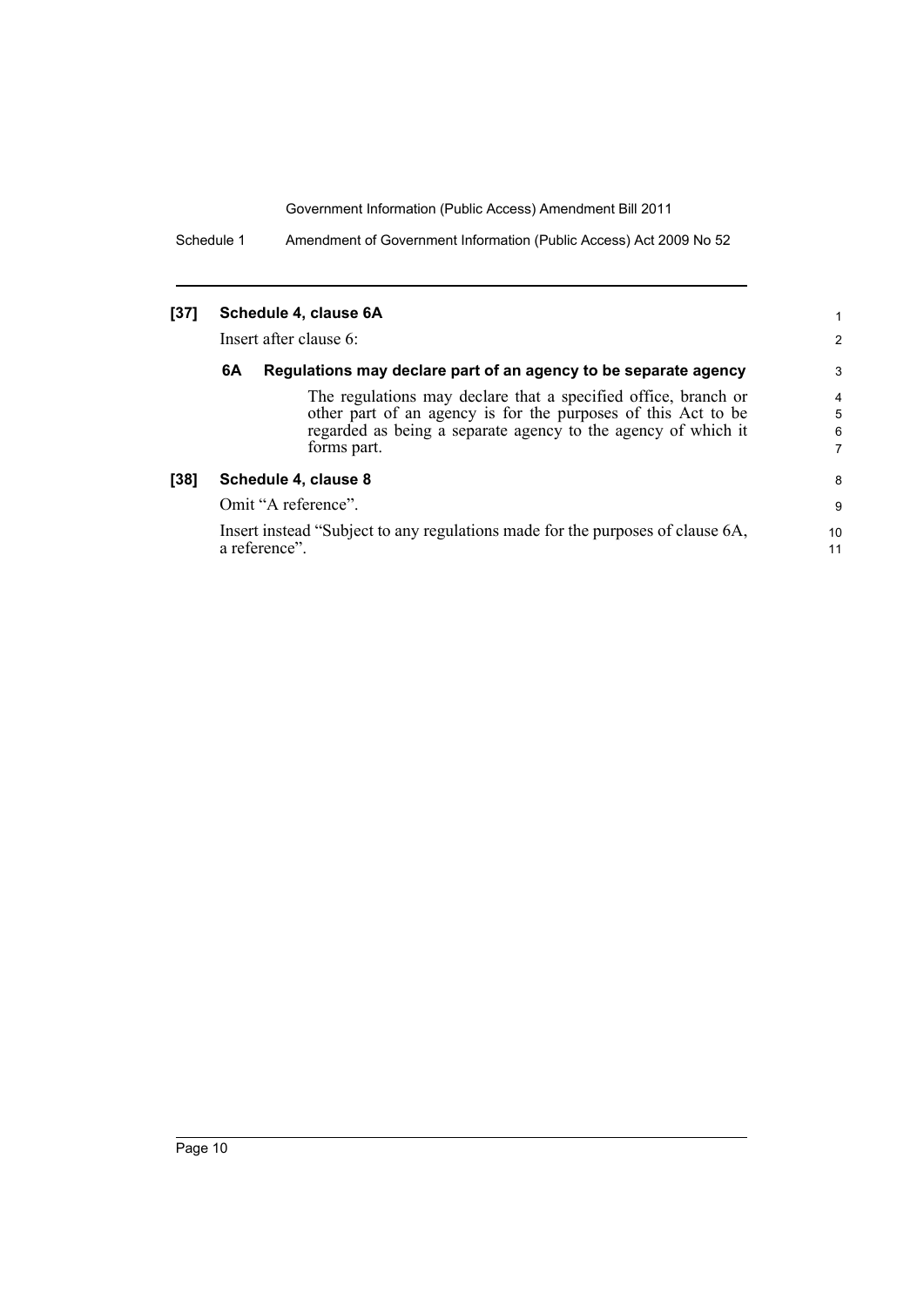**[37] Schedule 4, clause 6A**

Insert after clause 6:

**6A Regulations may declare part of an agency to be separate agency**

The regulations may declare that a specified office, branch or other part of an agency is for the purposes of this Act to be regarded as being a separate agency to the agency of which it forms part.

**[38] Schedule 4, clause 8**

Omit "A reference".

Insert instead "Subject to any regulations made for the purposes of clause 6A, a reference".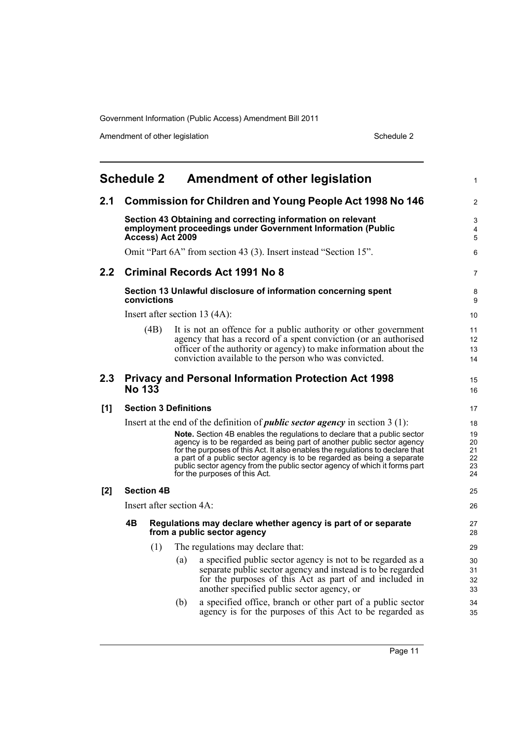# Schedule 2 Amendment of other legislation

## 2.1 Commission for Children and Young People Act 1998 No 146

### Section 43 Obtaining and correcting information on relevant employment proceedings under Government Information (Public Access) Act 2009

Omit "Part 6A" from section 43 (3). Insert instead "Section 15".

## 2.2 Criminal Records Act 1991 No 8

### Section 13 Unlawful disclosure of information concerning spent convictions

Insert after section 13 (4A):

(4B) It is not an offence for a public authority or other government agency that has a record of a spent conviction (or an authorised officer of the authority or agency) to make information about the conviction available to the person who was convicted.

## 2.3 Privacy and Personal Information Protection Act 1998 No 133

### [1] Section 3 Definitions

Insert at the end of the definition of ***public sector agency*** in section 3 (1):

**Note.** Section 4B enables the regulations to declare that a public sector agency is to be regarded as being part of another public sector agency for the purposes of this Act. It also enables the regulations to declare that a part of a public sector agency is to be regarded as being a separate public sector agency from the public sector agency of which it forms part for the purposes of this Act.

### [2] Section 4B

Insert after section 4A:

**4B Regulations may declare whether agency is part of or separate from a public sector agency**

(1) The regulations may declare that:

(a) a specified public sector agency is not to be regarded as a separate public sector agency and instead is to be regarded for the purposes of this Act as part of and included in another specified public sector agency, or

(b) a specified office, branch or other part of a public sector agency is for the purposes of this Act to be regarded as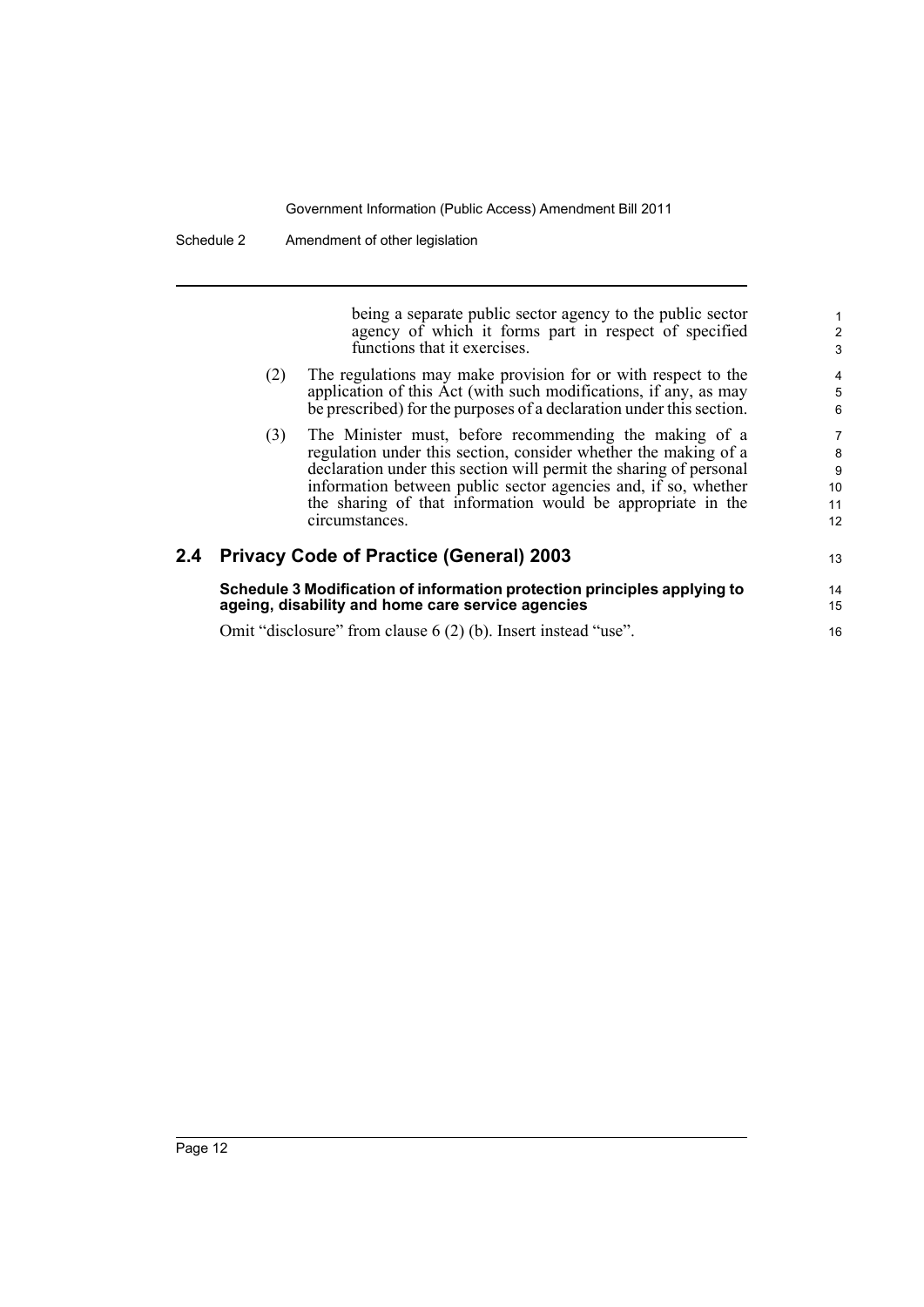being a separate public sector agency to the public sector agency of which it forms part in respect of specified functions that it exercises.

(2) The regulations may make provision for or with respect to the application of this Act (with such modifications, if any, as may be prescribed) for the purposes of a declaration under this section.

(3) The Minister must, before recommending the making of a regulation under this section, consider whether the making of a declaration under this section will permit the sharing of personal information between public sector agencies and, if so, whether the sharing of that information would be appropriate in the circumstances.

## 2.4 Privacy Code of Practice (General) 2003

**Schedule 3 Modification of information protection principles applying to ageing, disability and home care service agencies**

Omit "disclosure" from clause 6 (2) (b). Insert instead "use".